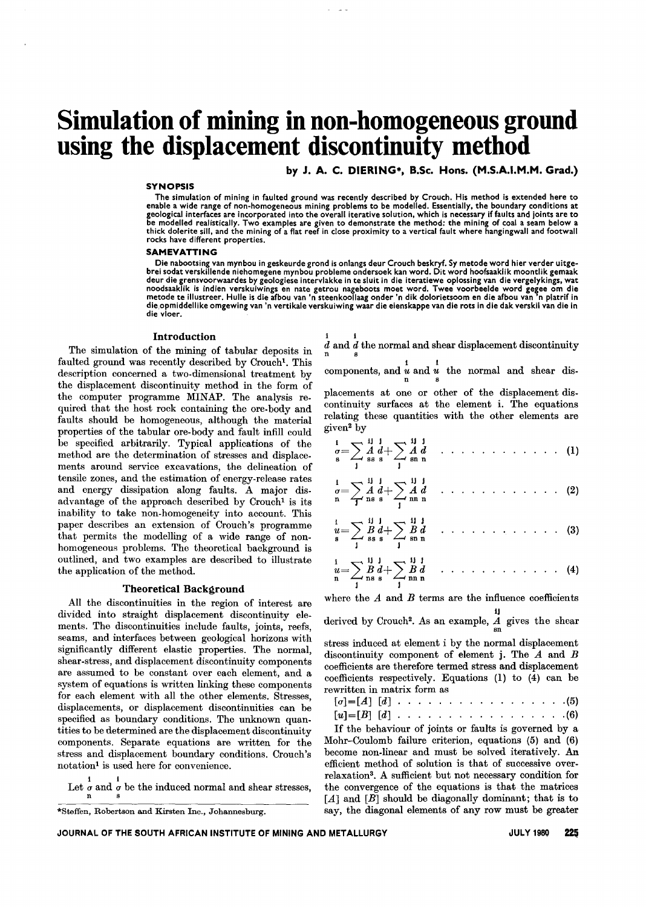# Simulation of mining in non-homogeneous ground using the displacement discontinuity method

by J. A. C. DIERING*, B.Sc. Hons. (M.S.A.I.M.M. Grad.)

### SYNOPSIS

The simulation of mining in faulted ground was recently described by Crouch. His method is extended here to enable a wide range of non-homogeneous mining problems to be modelled. Essentially, the boundary conditions at geological interfaces are incorporated into the overall iterative solution, which is necessary if faults and joints are to be modelled realistically. Two examples are given to demonstrate the method: the mining of coal a seam below a thick dolerite sill, and the mining of a flat reef in close proximity to a vertical fault where hangingwall and footwall rocks have different properties.

### SAMEVATTING

Die nabootsing van mynbou in geskeurde grond is onlangs deur Crouch beskryf. Sy metode word hier verder uitgebrei sodat verskillende niehomogene mynbou probleme ondersoek kan word. Dit word hoofsaaklik moontlik gemaak deur die grensvoorwaardes by geologiese intervlakke in te sluit in die iteratiewe oplossing van die vergelykings, wat noodsaaklik is indien verskuiwings en nate getrou nageboots moet word. Twee voorbeelde word gegee om die metode te illustreer. Hulle is die afbou van 'n steenkoollaag onder 'n dik dolorietsoom en die afbou van 'n platrif in die onmiddellike omgewing van 'n vertikale verskuiwing waar die eienskappe van die rots in die dak verskil van die in die vloer.

## Introduction

The simulation of the mining of tabular deposits in faulted ground was recently described by Crouch[1]. This description concerned a two-dimensional treatment by the displacement discontinuity method in the form of the computer programme MINAP. The analysis required that the host rock containing the ore-body and faults should be homogeneous, although the material properties of the tabular ore-body and fault infill could be specified arbitrarily. Typical applications of the method are the determination of stresses and displacements around service excavations, the delineation of tensile zones, and the estimation of energy-release rates and energy dissipation along faults. A major disadvantage of the approach described by Crouch[1] is its inability to take non-homogeneity into account. This paper describes an extension of Crouch's programme that permits the modelling of a wide range of non-homogeneous problems. The theoretical background is outlined, and two examples are described to illustrate the application of the method.

## Theoretical Background

All the discontinuities in the region of interest are divided into straight displacement discontinuity elements. The discontinuities include faults, joints, reefs, seams, and interfaces between geological horizons with significantly different elastic properties. The normal, shear-stress, and displacement discontinuity components are assumed to be constant over each element, and a system of equations is written linking these components for each element with all the other elements. Stresses, displacements, or displacement discontinuities can be specified as boundary conditions. The unknown quantities to be determined are the displacement discontinuity components. Separate equations are written for the stress and displacement boundary conditions. Crouch's notation[1] is used here for convenience.

Let $\overset{i}{\underset{n}{\sigma}}$ and $\overset{i}{\underset{s}{\sigma}}$ be the induced normal and shear stresses, $\overset{i}{\underset{n}{d}}$ and $\overset{i}{\underset{s}{d}}$ the normal and shear displacement discontinuity components, and $\overset{i}{\underset{n}{u}}$ and $\overset{i}{\underset{s}{u}}$ the normal and shear displacements at one or other of the displacement discontinuity surfaces at the element i. The equations relating these quantities with the other elements are given[2] by

$$\overset{i}{\underset{s}{\sigma}}=\sum_j \overset{ij}{\underset{ss}{A}}\,\overset{j}{\underset{s}{d}}+\sum_j \overset{ij}{\underset{sn}{A}}\,\overset{j}{\underset{n}{d}} \qquad (1)$$

$$\overset{i}{\underset{n}{\sigma}}=\sum_j \overset{ij}{\underset{ns}{A}}\,\overset{j}{\underset{s}{d}}+\sum_j \overset{ij}{\underset{nn}{A}}\,\overset{j}{\underset{n}{d}} \qquad (2)$$

$$\overset{i}{\underset{s}{u}}=\sum_j \overset{ij}{\underset{ss}{B}}\,\overset{j}{\underset{s}{d}}+\sum_j \overset{ij}{\underset{sn}{B}}\,\overset{j}{\underset{n}{d}} \qquad (3)$$

$$\overset{i}{\underset{n}{u}}=\sum_j \overset{ij}{\underset{ns}{B}}\,\overset{j}{\underset{s}{d}}+\sum_j \overset{ij}{\underset{nn}{B}}\,\overset{j}{\underset{n}{d}} \qquad (4)$$

where the $A$ and $B$ terms are the influence coefficients derived by Crouch[2]. As an example, $\overset{ij}{\underset{sn}{A}}$ gives the shear stress induced at element i by the normal displacement discontinuity component of element j. The $A$ and $B$ coefficients are therefore termed stress and displacement coefficients respectively. Equations (1) to (4) can be rewritten in matrix form as

$$[\sigma]=[A]\;[d] \qquad (5)$$

$$[u]=[B]\;[d] \qquad (6)$$

If the behaviour of joints or faults is governed by a Mohr–Coulomb failure criterion, equations (5) and (6) become non-linear and must be solved iteratively. An efficient method of solution is that of successive overrelaxation[3]. A sufficient but not necessary condition for the convergence of the equations is that the matrices $[A]$ and $[B]$ should be diagonally dominant; that is to say, the diagonal elements of any row must be greater

*Steffen, Robertson and Kirsten Inc., Johannesburg.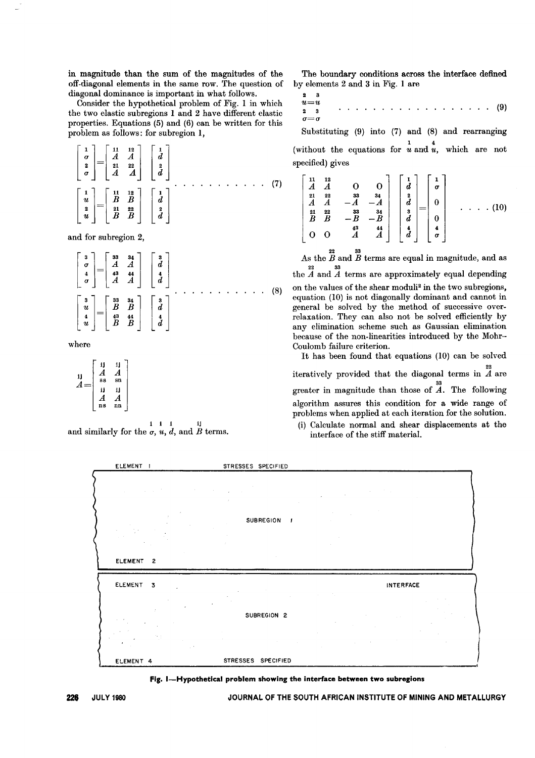in magnitude than the sum of the magnitudes of the off-diagonal elements in the same row. The question of diagonal dominance is important in what follows.

Consider the hypothetical problem of Fig. 1 in which the two elastic subregions 1 and 2 have different elastic properties. Equations (5) and (6) can be written for this problem as follows: for subregion 1,

$$\begin{bmatrix} \overset{1}{\sigma} \\ \overset{2}{\sigma} \end{bmatrix} = \begin{bmatrix} \overset{11}{A} & \overset{12}{A} \\ \overset{21}{A} & \overset{22}{A} \end{bmatrix} \begin{bmatrix} \overset{1}{d} \\ \overset{2}{d} \end{bmatrix}$$

$$\begin{bmatrix} \overset{1}{u} \\ \overset{2}{u} \end{bmatrix} = \begin{bmatrix} \overset{11}{B} & \overset{12}{B} \\ \overset{21}{B} & \overset{22}{B} \end{bmatrix} \begin{bmatrix} \overset{1}{d} \\ \overset{2}{d} \end{bmatrix} \quad \ldots\ldots\ldots\ldots (7)$$

and for subregion 2,

$$\begin{bmatrix} \overset{3}{\sigma} \\ \overset{4}{\sigma} \end{bmatrix} = \begin{bmatrix} \overset{33}{A} & \overset{34}{A} \\ \overset{43}{A} & \overset{44}{A} \end{bmatrix} \begin{bmatrix} \overset{3}{d} \\ \overset{4}{d} \end{bmatrix}$$

$$\begin{bmatrix} \overset{3}{u} \\ \overset{4}{u} \end{bmatrix} = \begin{bmatrix} \overset{33}{B} & \overset{34}{B} \\ \overset{43}{B} & \overset{44}{B} \end{bmatrix} \begin{bmatrix} \overset{3}{d} \\ \overset{4}{d} \end{bmatrix} \quad \ldots\ldots\ldots\ldots (8)$$

where

$$\overset{ij}{A} = \begin{bmatrix} \overset{ij}{A}_{ss} & \overset{ij}{A}_{sn} \\ \overset{ij}{A}_{ns} & \overset{ij}{A}_{nn} \end{bmatrix}$$

and similarly for the $\overset{i}{\sigma}$, $\overset{i}{u}$, $\overset{i}{d}$, and $\overset{ij}{B}$ terms.

The boundary conditions across the interface defined by elements 2 and 3 in Fig. 1 are

$$\overset{2}{u} = \overset{3}{u}, \quad \overset{2}{\sigma} = \overset{3}{\sigma} \quad \ldots\ldots\ldots\ldots\ldots\ldots (9)$$

Substituting (9) into (7) and (8) and rearranging (without the equations for $\overset{1}{u}$ and $\overset{4}{u}$, which are not specified) gives

$$\begin{bmatrix} \overset{11}{A} & \overset{12}{A} & 0 & 0 \\ \overset{21}{A} & \overset{22}{A} & -\overset{33}{A} & -\overset{34}{A} \\ \overset{21}{B} & \overset{22}{B} & -\overset{33}{B} & -\overset{34}{B} \\ 0 & 0 & \overset{43}{A} & \overset{44}{A} \end{bmatrix} \begin{bmatrix} \overset{1}{d} \\ \overset{2}{d} \\ \overset{3}{d} \\ \overset{4}{d} \end{bmatrix} = \begin{bmatrix} \overset{1}{\sigma} \\ 0 \\ 0 \\ \overset{4}{\sigma} \end{bmatrix} \quad \ldots\ldots (10)$$

As the $\overset{22}{B}$ and $\overset{33}{B}$ terms are equal in magnitude, and as the $\overset{22}{A}$ and $\overset{33}{A}$ terms are approximately equal depending on the values of the shear moduli[2] in the two subregions, equation (10) is not diagonally dominant and cannot in general be solved by the method of successive over-relaxation. They can also not be solved efficiently by any elimination scheme such as Gaussian elimination because of the non-linearities introduced by the Mohr–Coulomb failure criterion.

It has been found that equations (10) can be solved iteratively provided that the diagonal terms in $\overset{22}{A}$ are greater in magnitude than those of $\overset{33}{A}$. The following algorithm assures this condition for a wide range of problems when applied at each iteration for the solution.

(i) Calculate normal and shear displacements at the interface of the stiff material.

ELEMENT 1 — STRESSES SPECIFIED; SUBREGION 1; ELEMENT 2; ELEMENT 3 — INTERFACE; SUBREGION 2; ELEMENT 4 — STRESSES SPECIFIED

**Fig. 1—Hypothetical problem showing the interface between two subregions**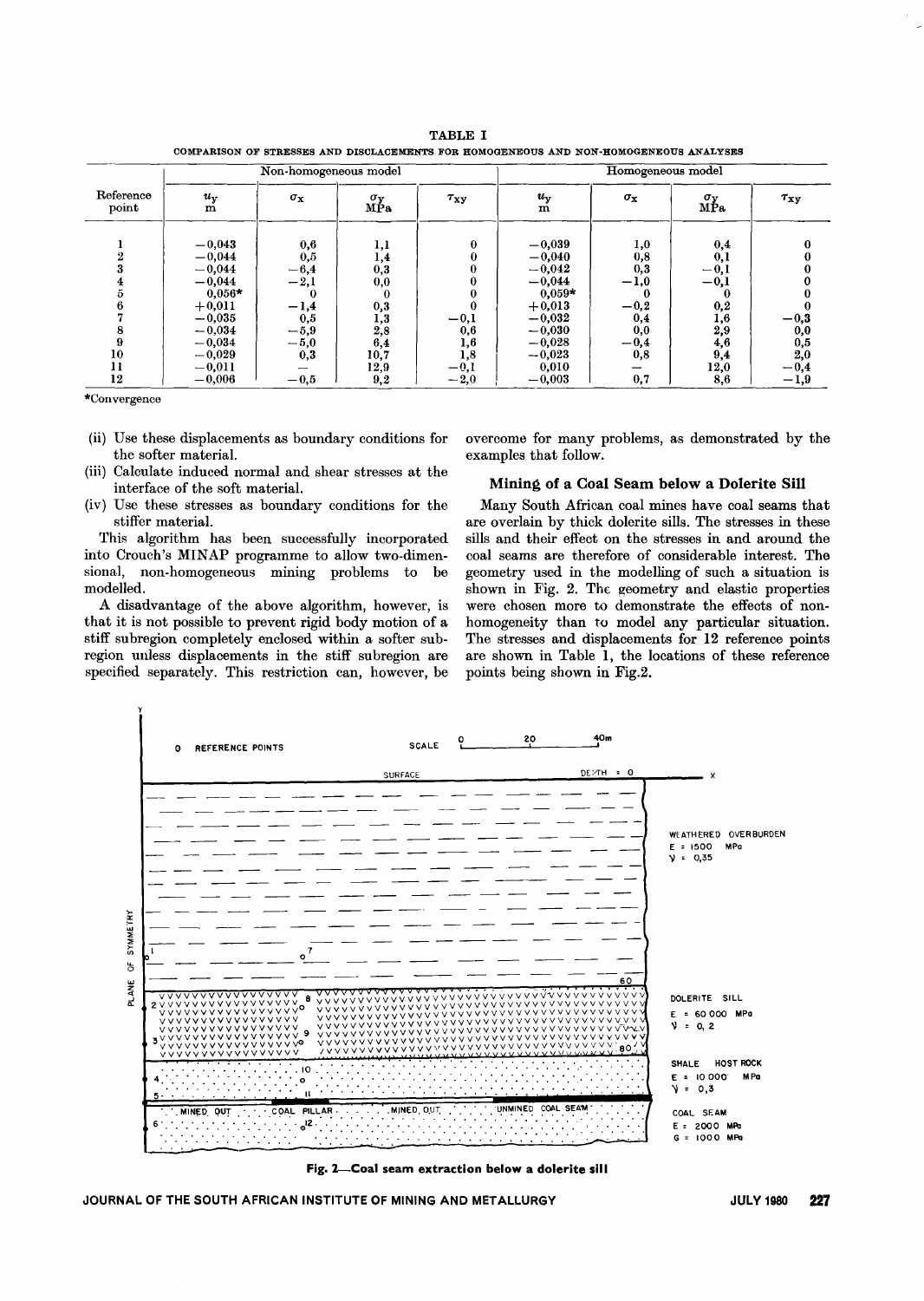TABLE I

COMPARISON OF STRESSES AND DISCLACEMENTS FOR HOMOGENEOUS AND NON-HOMOGENEOUS ANALYSES

| Reference point | Non-homogeneous model | | | | Homogeneous model | | | |
|---|---|---|---|---|---|---|---|---|
| | $u_y$ m | $\sigma_x$ | $\sigma_y$ MPa | $\tau_{xy}$ | $u_y$ m | $\sigma_x$ | $\sigma_y$ MPa | $\tau_{xy}$ |
| 1 | −0,043 | 0,6 | 1,1 | 0 | −0,039 | 1,0 | 0,4 | 0 |
| 2 | −0,044 | 0,5 | 1,4 | 0 | −0,040 | 0,8 | 0,1 | 0 |
| 3 | −0,044 | −6,4 | 0,3 | 0 | −0,042 | 0,3 | −0,1 | 0 |
| 4 | −0,044 | −2,1 | 0,0 | 0 | −0,044 | −1,0 | −0,1 | 0 |
| 5 | 0,056* | 0 | 0 | 0 | 0,059* | 0 | 0 | 0 |
| 6 | +0,011 | −1,4 | 0,3 | 0 | +0,013 | −0,2 | 0,2 | 0 |
| 7 | −0,035 | 0,5 | 1,3 | −0,1 | −0,032 | 0,4 | 1,6 | −0,3 |
| 8 | −0,034 | −5,9 | 2,8 | 0,6 | −0,030 | 0,0 | 2,9 | 0,0 |
| 9 | −0,034 | −5,0 | 6,4 | 1,6 | −0,028 | −0,4 | 4,6 | 0,5 |
| 10 | −0,029 | 0,3 | 10,7 | 1,8 | −0,023 | 0,8 | 9,4 | 2,0 |
| 11 | −0,011 | — | 12,9 | −0,1 | 0,010 | — | 12,0 | −0,4 |
| 12 | −0,006 | −0,5 | 9,2 | −2,0 | −0,003 | 0,7 | 8,6 | −1,9 |

*Convergence

(ii) Use these displacements as boundary conditions for the softer material.

(iii) Calculate induced normal and shear stresses at the interface of the soft material.

(iv) Use these stresses as boundary conditions for the stiffer material.

This algorithm has been successfully incorporated into Crouch's MINAP programme to allow two-dimensional, non-homogeneous mining problems to be modelled.

A disadvantage of the above algorithm, however, is that it is not possible to prevent rigid body motion of a stiff subregion completely enclosed within a softer subregion unless displacements in the stiff subregion are specified separately. This restriction can, however, be overcome for many problems, as demonstrated by the examples that follow.

## Mining of a Coal Seam below a Dolerite Sill

Many South African coal mines have coal seams that are overlain by thick dolerite sills. The stresses in these sills and their effect on the stresses in and around the coal seams are therefore of considerable interest. The geometry used in the modelling of such a situation is shown in Fig. 2. The geometry and elastic properties were chosen more to demonstrate the effects of non-homogeneity than to model any particular situation. The stresses and displacements for 12 reference points are shown in Table 1, the locations of these reference points being shown in Fig. 2.

Fig. 2—Coal seam extraction below a dolerite sill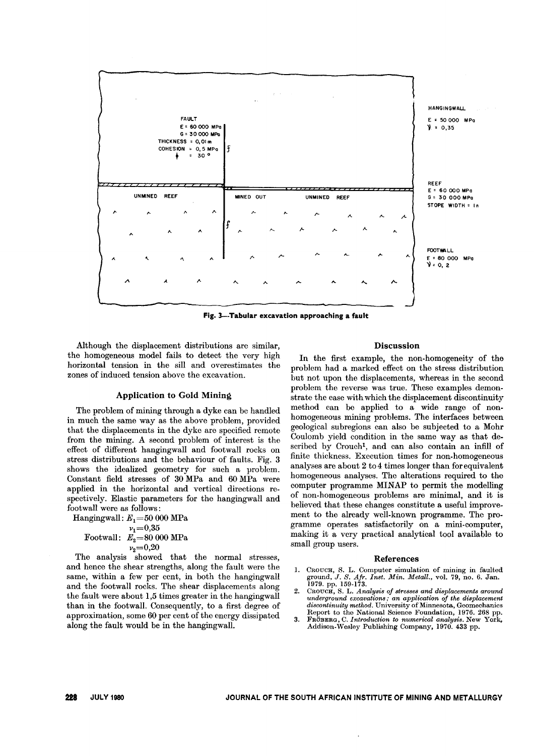FAULT
E = 60 000 MPa
G = 30 000 MPa
THICKNESS = 0,01 m
COHESION = 0,5 MPa
φ = 30°

HANGINGWALL
E = 50 000 MPa
ν = 0,35

REEF
E = 60 000 MPa
G = 30 000 MPa
STOPE WIDTH = 1 m

UNMINED REEF
MINED OUT
UNMINED REEF

FOOTWALL
E = 80 000 MPa
ν = 0,2

**Fig. 3—Tabular excavation approaching a fault**

Although the displacement distributions are similar, the homogeneous model fails to detect the very high horizontal tension in the sill and overestimates the zones of induced tension above the excavation.

## Application to Gold Mining

The problem of mining through a dyke can be handled in much the same way as the above problem, provided that the displacements in the dyke are specified remote from the mining. A second problem of interest is the effect of different hangingwall and footwall rocks on stress distributions and the behaviour of faults. Fig. 3 shows the idealized geometry for such a problem. Constant field stresses of 30 MPa and 60 MPa were applied in the horizontal and vertical directions respectively. Elastic parameters for the hangingwall and footwall were as follows:

Hangingwall: $E_1 = 50\,000$ MPa
$\nu_1 = 0{,}35$
Footwall: $E_2 = 80\,000$ MPa
$\nu_2 = 0{,}20$

The analysis showed that the normal stresses, and hence the shear strengths, along the fault were the same, within a few per cent, in both the hangingwall and the footwall rocks. The shear displacements along the fault were about 1,5 times greater in the hangingwall than in the footwall. Consequently, to a first degree of approximation, some 60 per cent of the energy dissipated along the fault would be in the hangingwall.

## Discussion

In the first example, the non-homogeneity of the problem had a marked effect on the stress distribution but not upon the displacements, whereas in the second problem the reverse was true. These examples demonstrate the ease with which the displacement discontinuity method can be applied to a wide range of non-homogeneous mining problems. The interfaces between geological subregions can also be subjected to a Mohr Coulomb yield condition in the same way as that described by Crouch[1], and can also contain an infill of finite thickness. Execution times for non-homogeneous analyses are about 2 to 4 times longer than for equivalent homogeneous analyses. The alterations required to the computer programme MINAP to permit the modelling of non-homogeneous problems are minimal, and it is believed that these changes constitute a useful improvement to the already well-known programme. The programme operates satisfactorily on a mini-computer, making it a very practical analytical tool available to small group users.

## References

1. Crouch, S. L. Computer simulation of mining in faulted ground. *J. S. Afr. Inst. Min. Metall.*, vol. 79, no. 6. Jan. 1979. pp. 159-173.
2. Crouch, S. L. *Analysis of stresses and displacements around underground excavations; an application of the displacement discontinuity method.* University of Minnesota, Geomechanics Report to the National Science Foundation, 1976. 268 pp.
3. Fröberg, C. *Introduction to numerical analysis.* New York, Addison-Wesley Publishing Company, 1970. 433 pp.